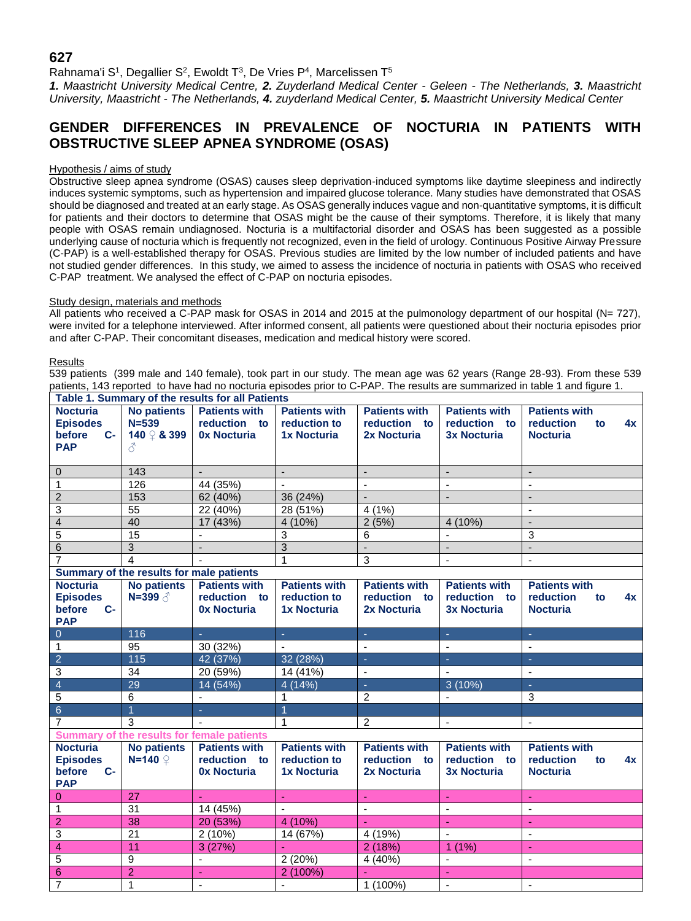# 627

Rahnama'i S[1], Degallier S[2], Ewoldt T[3], De Vries P[4], Marcelissen T[5]

*1. Maastricht University Medical Centre, 2. Zuyderland Medical Center - Geleen - The Netherlands, 3. Maastricht University, Maastricht - The Netherlands, 4. zuyderland Medical Center, 5. Maastricht University Medical Center*

## GENDER DIFFERENCES IN PREVALENCE OF NOCTURIA IN PATIENTS WITH OBSTRUCTIVE SLEEP APNEA SYNDROME (OSAS)

### Hypothesis / aims of study

Obstructive sleep apnea syndrome (OSAS) causes sleep deprivation-induced symptoms like daytime sleepiness and indirectly induces systemic symptoms, such as hypertension and impaired glucose tolerance. Many studies have demonstrated that OSAS should be diagnosed and treated at an early stage. As OSAS generally induces vague and non-quantitative symptoms, it is difficult for patients and their doctors to determine that OSAS might be the cause of their symptoms. Therefore, it is likely that many people with OSAS remain undiagnosed. Nocturia is a multifactorial disorder and OSAS has been suggested as a possible underlying cause of nocturia which is frequently not recognized, even in the field of urology. Continuous Positive Airway Pressure (C-PAP) is a well-established therapy for OSAS. Previous studies are limited by the low number of included patients and have not studied gender differences. In this study, we aimed to assess the incidence of nocturia in patients with OSAS who received C-PAP treatment. We analysed the effect of C-PAP on nocturia episodes.

### Study design, materials and methods

All patients who received a C-PAP mask for OSAS in 2014 and 2015 at the pulmonology department of our hospital (N= 727), were invited for a telephone interviewed. After informed consent, all patients were questioned about their nocturia episodes prior and after C-PAP. Their concomitant diseases, medication and medical history were scored.

### Results

539 patients (399 male and 140 female), took part in our study. The mean age was 62 years (Range 28-93). From these 539 patients, 143 reported to have had no nocturia episodes prior to C-PAP. The results are summarized in table 1 and figure 1.

**Table 1. Summary of the results for all Patients**

| Nocturia Episodes before C-PAP | No patients N=539 140 ♀ & 399 ♂ | Patients with reduction to 0x Nocturia | Patients with reduction to 1x Nocturia | Patients with reduction to 2x Nocturia | Patients with reduction to 3x Nocturia | Patients with reduction to 4x Nocturia |
|---|---|---|---|---|---|---|
| 0 | 143 | - | - | - | - | - |
| 1 | 126 | 44 (35%) | - | - | - | - |
| 2 | 153 | 62 (40%) | 36 (24%) | - | - | - |
| 3 | 55 | 22 (40%) | 28 (51%) | 4 (1%) | | - |
| 4 | 40 | 17 (43%) | 4 (10%) | 2 (5%) | 4 (10%) | - |
| 5 | 15 | - | 3 | 6 | - | 3 |
| 6 | 3 | - | 3 | - | - | - |
| 7 | 4 | - | 1 | 3 | - | - |

**Summary of the results for male patients**

| Nocturia Episodes before C-PAP | No patients N=399 ♂ | Patients with reduction to 0x Nocturia | Patients with reduction to 1x Nocturia | Patients with reduction to 2x Nocturia | Patients with reduction to 3x Nocturia | Patients with reduction to 4x Nocturia |
|---|---|---|---|---|---|---|
| 0 | 116 | - | - | - | - | - |
| 1 | 95 | 30 (32%) | - | - | - | - |
| 2 | 115 | 42 (37%) | 32 (28%) | - | - | - |
| 3 | 34 | 20 (59%) | 14 (41%) | - | - | - |
| 4 | 29 | 14 (54%) | 4 (14%) | - | 3 (10%) | - |
| 5 | 6 | - | 1 | 2 | - | 3 |
| 6 | 1 | - | 1 | | | |
| 7 | 3 | - | 1 | 2 | - | - |

**Summary of the results for female patients**

| Nocturia Episodes before C-PAP | No patients N=140 ♀ | Patients with reduction to 0x Nocturia | Patients with reduction to 1x Nocturia | Patients with reduction to 2x Nocturia | Patients with reduction to 3x Nocturia | Patients with reduction to 4x Nocturia |
|---|---|---|---|---|---|---|
| 0 | 27 | - | - | - | - | - |
| 1 | 31 | 14 (45%) | - | - | - | - |
| 2 | 38 | 20 (53%) | 4 (10%) | - | - | - |
| 3 | 21 | 2 (10%) | 14 (67%) | 4 (19%) | - | - |
| 4 | 11 | 3 (27%) | - | 2 (18%) | 1 (1%) | - |
| 5 | 9 | - | 2 (20%) | 4 (40%) | - | - |
| 6 | 2 | - | 2 (100%) | - | - | |
| 7 | 1 | - | - | 1 (100%) | - | - |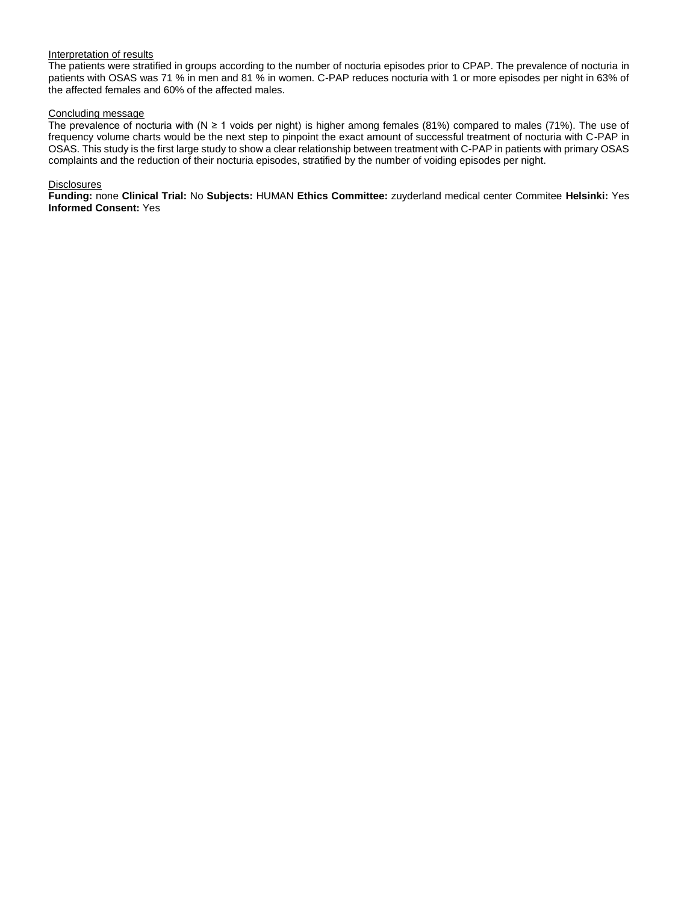<u>Interpretation of results</u>

The patients were stratified in groups according to the number of nocturia episodes prior to CPAP. The prevalence of nocturia in patients with OSAS was 71 % in men and 81 % in women. C-PAP reduces nocturia with 1 or more episodes per night in 63% of the affected females and 60% of the affected males.

<u>Concluding message</u>

The prevalence of nocturia with (N ≥ 1 voids per night) is higher among females (81%) compared to males (71%). The use of frequency volume charts would be the next step to pinpoint the exact amount of successful treatment of nocturia with C-PAP in OSAS. This study is the first large study to show a clear relationship between treatment with C-PAP in patients with primary OSAS complaints and the reduction of their nocturia episodes, stratified by the number of voiding episodes per night.

<u>Disclosures</u>

**Funding:** none **Clinical Trial:** No **Subjects:** HUMAN **Ethics Committee:** zuyderland medical center Commitee **Helsinki:** Yes **Informed Consent:** Yes